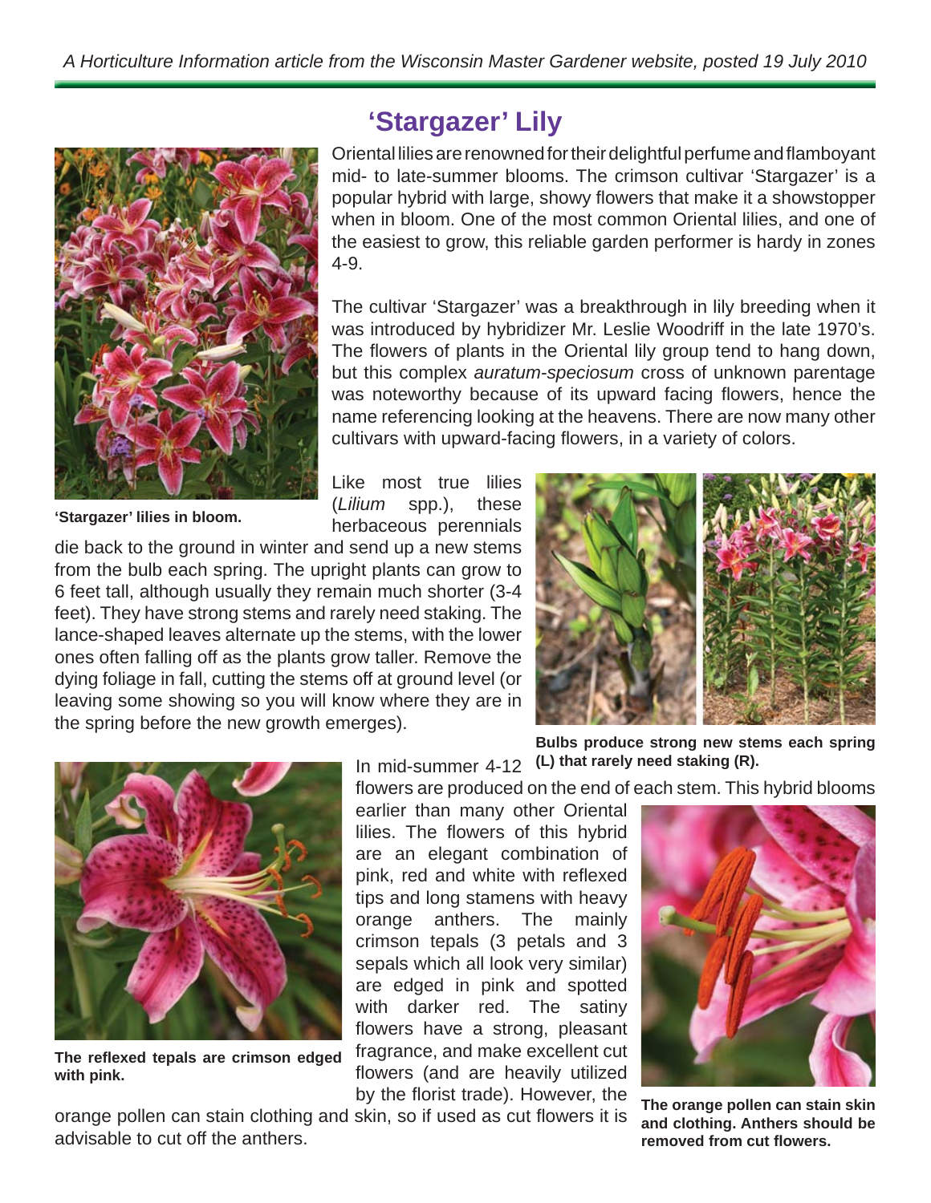A Horticulture Information article from the Wisconsin Master Gardener website, posted 19 July 2010

# 'Stargazer' Lily

Oriental lilies are renowned for their delightful perfume and flamboyant mid- to late-summer blooms. The crimson cultivar 'Stargazer' is a popular hybrid with large, showy flowers that make it a showstopper when in bloom. One of the most common Oriental lilies, and one of the easiest to grow, this reliable garden performer is hardy in zones 4-9.

**'Stargazer' lilies in bloom.**

The cultivar 'Stargazer' was a breakthrough in lily breeding when it was introduced by hybridizer Mr. Leslie Woodriff in the late 1970's. The flowers of plants in the Oriental lily group tend to hang down, but this complex *auratum-speciosum* cross of unknown parentage was noteworthy because of its upward facing flowers, hence the name referencing looking at the heavens. There are now many other cultivars with upward-facing flowers, in a variety of colors.

Like most true lilies (*Lilium* spp.), these herbaceous perennials die back to the ground in winter and send up a new stems from the bulb each spring. The upright plants can grow to 6 feet tall, although usually they remain much shorter (3-4 feet). They have strong stems and rarely need staking. The lance-shaped leaves alternate up the stems, with the lower ones often falling off as the plants grow taller. Remove the dying foliage in fall, cutting the stems off at ground level (or leaving some showing so you will know where they are in the spring before the new growth emerges).

**Bulbs produce strong new stems each spring (L) that rarely need staking (R).**

In mid-summer 4-12 flowers are produced on the end of each stem. This hybrid blooms earlier than many other Oriental lilies. The flowers of this hybrid are an elegant combination of pink, red and white with reflexed tips and long stamens with heavy orange anthers. The mainly crimson tepals (3 petals and 3 sepals which all look very similar) are edged in pink and spotted with darker red. The satiny flowers have a strong, pleasant fragrance, and make excellent cut flowers (and are heavily utilized by the florist trade). However, the orange pollen can stain clothing and skin, so if used as cut flowers it is advisable to cut off the anthers.

**The reflexed tepals are crimson edged with pink.**

**The orange pollen can stain skin and clothing. Anthers should be removed from cut flowers.**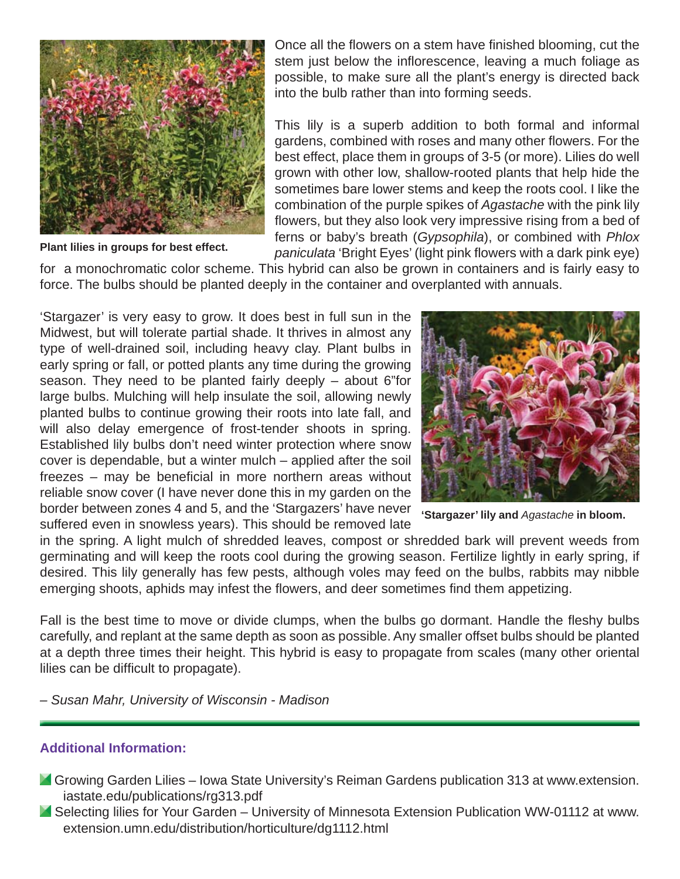Plant lilies in groups for best effect.

Once all the flowers on a stem have finished blooming, cut the stem just below the inflorescence, leaving a much foliage as possible, to make sure all the plant's energy is directed back into the bulb rather than into forming seeds.

This lily is a superb addition to both formal and informal gardens, combined with roses and many other flowers. For the best effect, place them in groups of 3-5 (or more). Lilies do well grown with other low, shallow-rooted plants that help hide the sometimes bare lower stems and keep the roots cool. I like the combination of the purple spikes of *Agastache* with the pink lily flowers, but they also look very impressive rising from a bed of ferns or baby's breath (*Gypsophila*), or combined with *Phlox paniculata* 'Bright Eyes' (light pink flowers with a dark pink eye) for a monochromatic color scheme. This hybrid can also be grown in containers and is fairly easy to force. The bulbs should be planted deeply in the container and overplanted with annuals.

'Stargazer' is very easy to grow. It does best in full sun in the Midwest, but will tolerate partial shade. It thrives in almost any type of well-drained soil, including heavy clay. Plant bulbs in early spring or fall, or potted plants any time during the growing season. They need to be planted fairly deeply – about 6"for large bulbs. Mulching will help insulate the soil, allowing newly planted bulbs to continue growing their roots into late fall, and will also delay emergence of frost-tender shoots in spring. Established lily bulbs don't need winter protection where snow cover is dependable, but a winter mulch – applied after the soil freezes – may be beneficial in more northern areas without reliable snow cover (I have never done this in my garden on the border between zones 4 and 5, and the 'Stargazers' have never suffered even in snowless years). This should be removed late in the spring. A light mulch of shredded leaves, compost or shredded bark will prevent weeds from germinating and will keep the roots cool during the growing season. Fertilize lightly in early spring, if desired. This lily generally has few pests, although voles may feed on the bulbs, rabbits may nibble emerging shoots, aphids may infest the flowers, and deer sometimes find them appetizing.

**'Stargazer' lily and *Agastache* in bloom.**

Fall is the best time to move or divide clumps, when the bulbs go dormant. Handle the fleshy bulbs carefully, and replant at the same depth as soon as possible. Any smaller offset bulbs should be planted at a depth three times their height. This hybrid is easy to propagate from scales (many other oriental lilies can be difficult to propagate).

*– Susan Mahr, University of Wisconsin - Madison*

---

**Additional Information:**

- Growing Garden Lilies – Iowa State University's Reiman Gardens publication 313 at www.extension.iastate.edu/publications/rg313.pdf
- Selecting lilies for Your Garden – University of Minnesota Extension Publication WW-01112 at www.extension.umn.edu/distribution/horticulture/dg1112.html